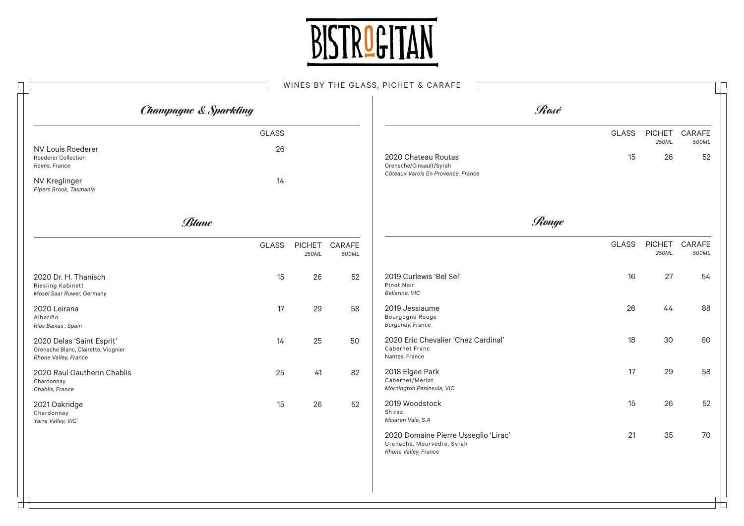# BISTRO GITAN

## WINES BY THE GLASS, PICHET & CARAFE

### Champagne & Sparkling

| | GLASS |
|---|---|
| NV Louis Roederer<br>Roederer Collection<br>*Reims, France* | 26 |
| NV Kreglinger<br>*Pipers Brook, Tasmania* | 14 |

### Blanc

| | GLASS | PICHET *250ML* | CARAFE *500ML* |
|---|---|---|---|
| 2020 Dr. H. Thanisch<br>Riesling Kabinett<br>*Mosel Saar Ruwer, Germany* | 15 | 26 | 52 |
| 2020 Leirana<br>Albariño<br>*Rias Baixas , Spain* | 17 | 29 | 58 |
| 2020 Delas 'Saint Esprit'<br>Grenache Blanc, Clairette, Viognier<br>*Rhone Valley, France* | 14 | 25 | 50 |
| 2020 Raul Gautherin Chablis<br>Chardonnay<br>*Chablis, France* | 25 | 41 | 82 |
| 2021 Oakridge<br>Chardonnay<br>*Yarra Valley, VIC* | 15 | 26 | 52 |

### Rosé

| | GLASS | PICHET *250ML* | CARAFE *500ML* |
|---|---|---|---|
| 2020 Chateau Routas<br>Grenache/Cinsault/Syrah<br>*Côteaux Varois En Provence, France* | 15 | 26 | 52 |

### Rouge

| | GLASS | PICHET *250ML* | CARAFE *500ML* |
|---|---|---|---|
| 2019 Curlewis 'Bel Sel'<br>Pinot Noir<br>*Bellarine, VIC* | 16 | 27 | 54 |
| 2019 Jessiaume<br>Bourgogne Rouge<br>*Burgundy, France* | 26 | 44 | 88 |
| 2020 Eric Chevalier 'Chez Cardinal'<br>Cabernet Franc<br>Nantes, France | 18 | 30 | 60 |
| 2018 Elgee Park<br>Cabernet/Merlot<br>*Mornington Peninsula, VIC* | 17 | 29 | 58 |
| 2019 Woodstock<br>Shiraz<br>*Mclaren Vale, S.A* | 15 | 26 | 52 |
| 2020 Domaine Pierre Usseglio 'Lirac'<br>Grenache, Mourvedre, Syrah<br>*Rhone Valley, France* | 21 | 35 | 70 |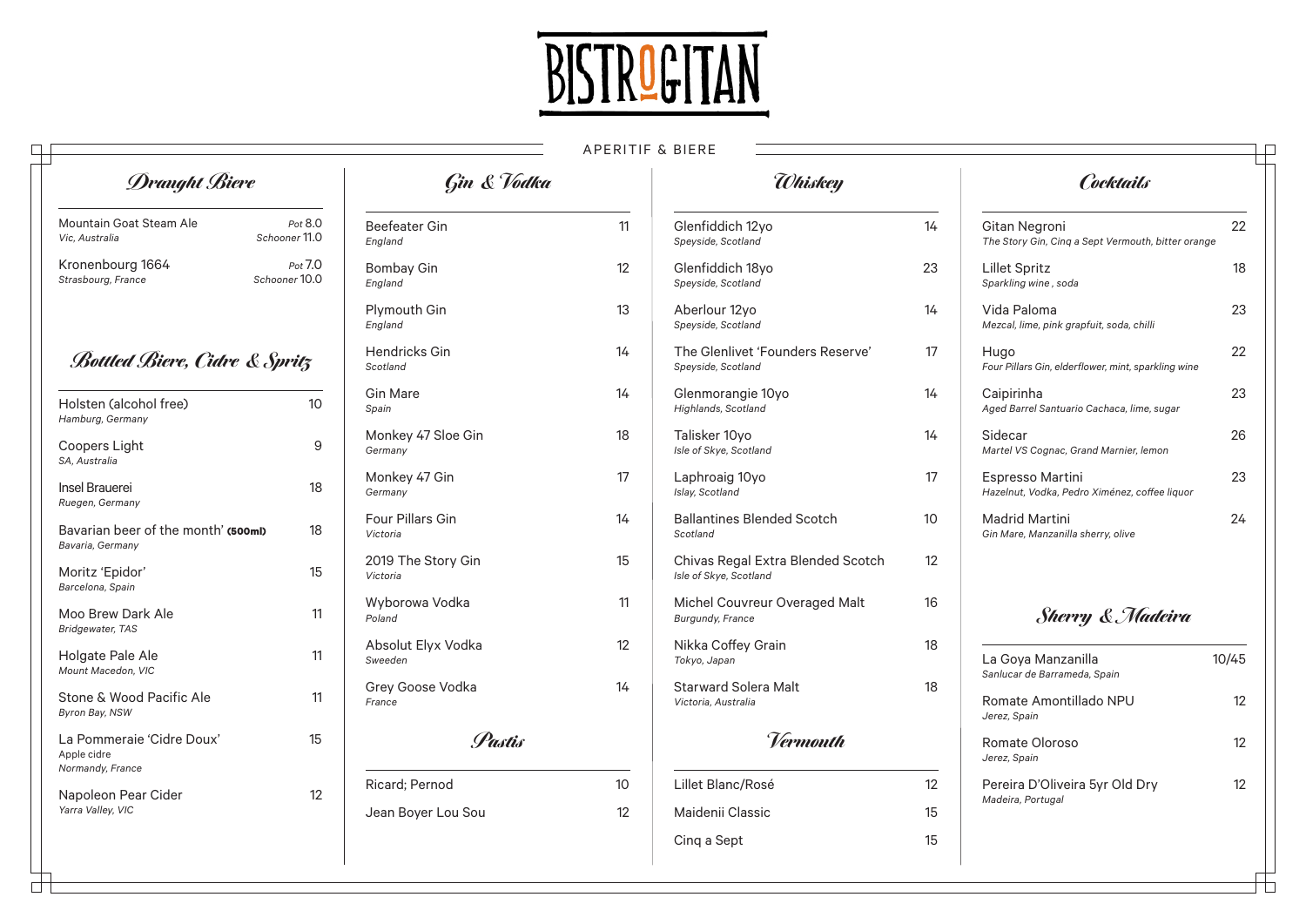# BISTRO GITAN

## APERITIF & BIERE

### Draught Biere

| Item | Price |
|---|---|
| Mountain Goat Steam Ale<br>*Vic, Australia* | *Pot* 8.0<br>*Schooner* 11.0 |
| Kronenbourg 1664<br>*Strasbourg, France* | *Pot* 7.0<br>*Schooner* 10.0 |

### Bottled Biere, Cidre & Spritz

| Item | Price |
|---|---|
| Holsten (alcohol free)<br>*Hamburg, Germany* | 10 |
| Coopers Light<br>*SA, Australia* | 9 |
| Insel Brauerei<br>*Ruegen, Germany* | 18 |
| Bavarian beer of the month' **(500ml)**<br>*Bavaria, Germany* | 18 |
| Moritz 'Epidor'<br>*Barcelona, Spain* | 15 |
| Moo Brew Dark Ale<br>*Bridgewater, TAS* | 11 |
| Holgate Pale Ale<br>*Mount Macedon, VIC* | 11 |
| Stone & Wood Pacific Ale<br>*Byron Bay, NSW* | 11 |
| La Pommeraie 'Cidre Doux'<br>Apple cidre<br>*Normandy, France* | 15 |
| Napoleon Pear Cider<br>*Yarra Valley, VIC* | 12 |

### Gin & Vodka

| Item | Price |
|---|---|
| Beefeater Gin<br>*England* | 11 |
| Bombay Gin<br>*England* | 12 |
| Plymouth Gin<br>*England* | 13 |
| Hendricks Gin<br>*Scotland* | 14 |
| Gin Mare<br>*Spain* | 14 |
| Monkey 47 Sloe Gin<br>*Germany* | 18 |
| Monkey 47 Gin<br>*Germany* | 17 |
| Four Pillars Gin<br>*Victoria* | 14 |
| 2019 The Story Gin<br>*Victoria* | 15 |
| Wyborowa Vodka<br>*Poland* | 11 |
| Absolut Elyx Vodka<br>*Sweeden* | 12 |
| Grey Goose Vodka<br>*France* | 14 |

### Pastis

| Item | Price |
|---|---|
| Ricard; Pernod | 10 |
| Jean Boyer Lou Sou | 12 |

### Whiskey

| Item | Price |
|---|---|
| Glenfiddich 12yo<br>*Speyside, Scotland* | 14 |
| Glenfiddich 18yo<br>*Speyside, Scotland* | 23 |
| Aberlour 12yo<br>*Speyside, Scotland* | 14 |
| The Glenlivet 'Founders Reserve'<br>*Speyside, Scotland* | 17 |
| Glenmorangie 10yo<br>*Highlands, Scotland* | 14 |
| Talisker 10yo<br>*Isle of Skye, Scotland* | 14 |
| Laphroaig 10yo<br>*Islay, Scotland* | 17 |
| Ballantines Blended Scotch<br>*Scotland* | 10 |
| Chivas Regal Extra Blended Scotch<br>*Isle of Skye, Scotland* | 12 |
| Michel Couvreur Overaged Malt<br>*Burgundy, France* | 16 |
| Nikka Coffey Grain<br>*Tokyo, Japan* | 18 |
| Starward Solera Malt<br>*Victoria, Australia* | 18 |

### Vermouth

| Item | Price |
|---|---|
| Lillet Blanc/Rosé | 12 |
| Maidenii Classic | 15 |
| Cinq a Sept | 15 |

### Cocktails

| Item | Price |
|---|---|
| Gitan Negroni<br>*The Story Gin, Cinq a Sept Vermouth, bitter orange* | 22 |
| Lillet Spritz<br>*Sparkling wine , soda* | 18 |
| Vida Paloma<br>*Mezcal, lime, pink grapfuit, soda, chilli* | 23 |
| Hugo<br>*Four Pillars Gin, elderflower, mint, sparkling wine* | 22 |
| Caipirinha<br>*Aged Barrel Santuario Cachaca, lime, sugar* | 23 |
| Sidecar<br>*Martel VS Cognac, Grand Marnier, lemon* | 26 |
| Espresso Martini<br>*Hazelnut, Vodka, Pedro Ximénez, coffee liquor* | 23 |
| Madrid Martini<br>*Gin Mare, Manzanilla sherry, olive* | 24 |

### Sherry & Madeira

| Item | Price |
|---|---|
| La Goya Manzanilla<br>*Sanlucar de Barrameda, Spain* | 10/45 |
| Romate Amontillado NPU<br>*Jerez, Spain* | 12 |
| Romate Oloroso<br>*Jerez, Spain* | 12 |
| Pereira D'Oliveira 5yr Old Dry<br>*Madeira, Portugal* | 12 |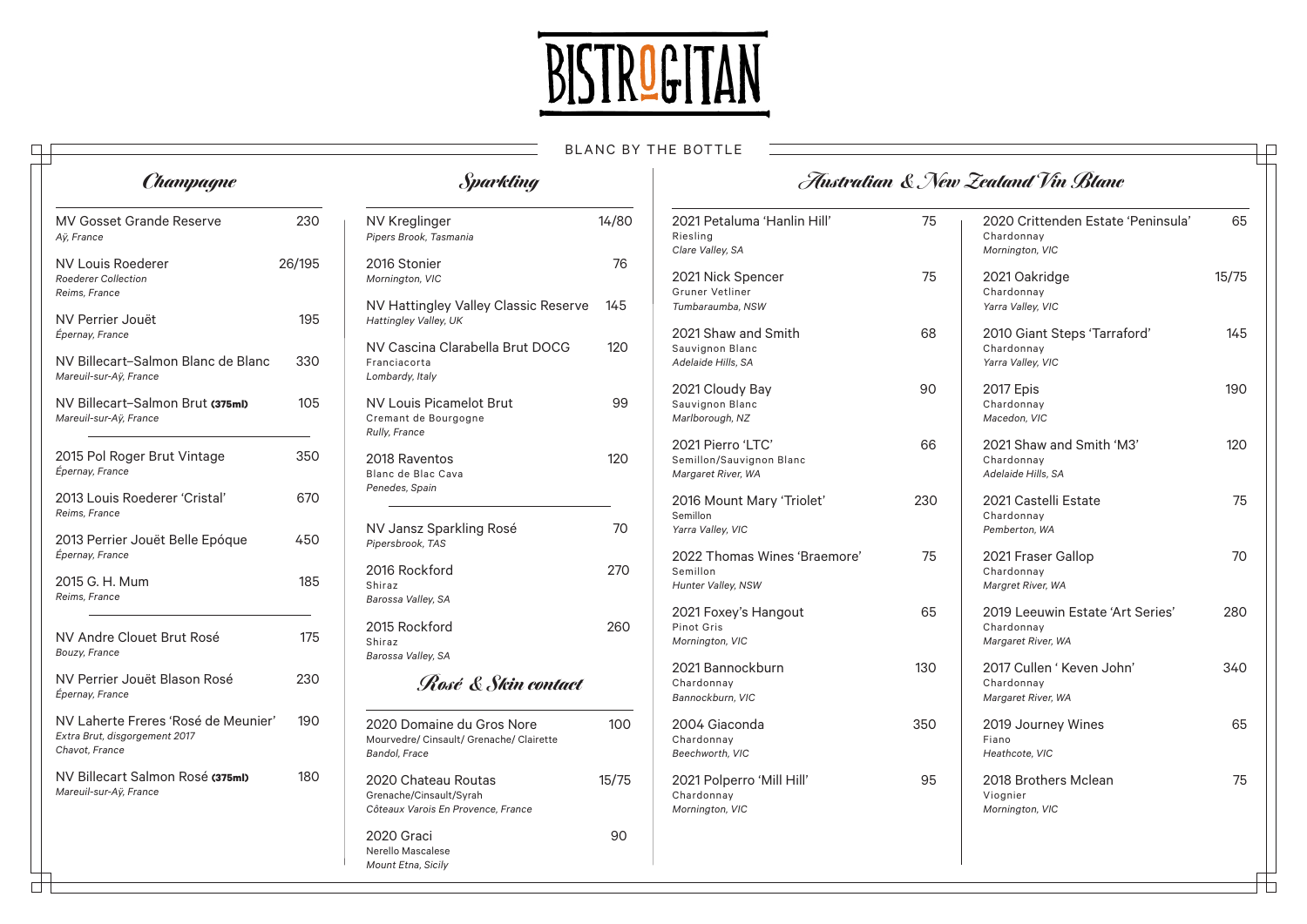# BISTRO GITAN

## BLANC BY THE BOTTLE

### *Champagne*

| Wine | Price |
|---|---|
| MV Gosset Grande Reserve<br>*Aÿ, France* | 230 |
| NV Louis Roederer<br>*Roederer Collection*<br>*Reims, France* | 26/195 |
| NV Perrier Jouët<br>*Épernay, France* | 195 |
| NV Billecart–Salmon Blanc de Blanc<br>*Mareuil-sur-Aÿ, France* | 330 |
| NV Billecart–Salmon Brut **(375ml)**<br>*Mareuil-sur-Aÿ, France* | 105 |
| 2015 Pol Roger Brut Vintage<br>*Épernay, France* | 350 |
| 2013 Louis Roederer 'Cristal'<br>*Reims, France* | 670 |
| 2013 Perrier Jouët Belle Epóque<br>*Épernay, France* | 450 |
| 2015 G. H. Mum<br>*Reims, France* | 185 |
| NV Andre Clouet Brut Rosé<br>*Bouzy, France* | 175 |
| NV Perrier Jouët Blason Rosé<br>*Épernay, France* | 230 |
| NV Laherte Freres 'Rosé de Meunier'<br>*Extra Brut, disgorgement 2017*<br>*Chavot, France* | 190 |
| NV Billecart Salmon Rosé **(375ml)**<br>*Mareuil-sur-Aÿ, France* | 180 |

### *Sparkling*

| Wine | Price |
|---|---|
| NV Kreglinger<br>*Pipers Brook, Tasmania* | 14/80 |
| 2016 Stonier<br>*Mornington, VIC* | 76 |
| NV Hattingley Valley Classic Reserve<br>*Hattingley Valley, UK* | 145 |
| NV Cascina Clarabella Brut DOCG<br>Franciacorta<br>*Lombardy, Italy* | 120 |
| NV Louis Picamelot Brut<br>Cremant de Bourgogne<br>*Rully, France* | 99 |
| 2018 Raventos<br>Blanc de Blac Cava<br>*Penedes, Spain* | 120 |
| NV Jansz Sparkling Rosé<br>*Pipersbrook, TAS* | 70 |
| 2016 Rockford<br>Shiraz<br>*Barossa Valley, SA* | 270 |
| 2015 Rockford<br>Shiraz<br>*Barossa Valley, SA* | 260 |

### *Rosé & Skin contact*

| Wine | Price |
|---|---|
| 2020 Domaine du Gros Nore<br>Mourvedre/ Cinsault/ Grenache/ Clairette<br>*Bandol, Frace* | 100 |
| 2020 Chateau Routas<br>Grenache/Cinsault/Syrah<br>*Côteaux Varois En Provence, France* | 15/75 |
| 2020 Graci<br>Nerello Mascalese<br>*Mount Etna, Sicily* | 90 |

### *Australian & New Zealand Vin Blanc*

| Wine | Price |
|---|---|
| 2021 Petaluma 'Hanlin Hill'<br>Riesling<br>*Clare Valley, SA* | 75 |
| 2021 Nick Spencer<br>Gruner Vetliner<br>*Tumbaraumba, NSW* | 75 |
| 2021 Shaw and Smith<br>Sauvignon Blanc<br>*Adelaide Hills, SA* | 68 |
| 2021 Cloudy Bay<br>Sauvignon Blanc<br>*Marlborough, NZ* | 90 |
| 2021 Pierro 'LTC'<br>Semillon/Sauvignon Blanc<br>*Margaret River, WA* | 66 |
| 2016 Mount Mary 'Triolet'<br>Semillon<br>*Yarra Valley, VIC* | 230 |
| 2022 Thomas Wines 'Braemore'<br>Semillon<br>*Hunter Valley, NSW* | 75 |
| 2021 Foxey's Hangout<br>Pinot Gris<br>*Mornington, VIC* | 65 |
| 2021 Bannockburn<br>Chardonnay<br>*Bannockburn, VIC* | 130 |
| 2004 Giaconda<br>Chardonnay<br>*Beechworth, VIC* | 350 |
| 2021 Polperro 'Mill Hill'<br>Chardonnay<br>*Mornington, VIC* | 95 |
| 2020 Crittenden Estate 'Peninsula'<br>Chardonnay<br>*Mornington, VIC* | 65 |
| 2021 Oakridge<br>Chardonnay<br>*Yarra Valley, VIC* | 15/75 |
| 2010 Giant Steps 'Tarraford'<br>Chardonnay<br>*Yarra Valley, VIC* | 145 |
| 2017 Epis<br>Chardonnay<br>*Macedon, VIC* | 190 |
| 2021 Shaw and Smith 'M3'<br>Chardonnay<br>*Adelaide Hills, SA* | 120 |
| 2021 Castelli Estate<br>Chardonnay<br>*Pemberton, WA* | 75 |
| 2021 Fraser Gallop<br>Chardonnay<br>*Margret River, WA* | 70 |
| 2019 Leeuwin Estate 'Art Series'<br>Chardonnay<br>*Margaret River, WA* | 280 |
| 2017 Cullen ' Keven John'<br>Chardonnay<br>*Margaret River, WA* | 340 |
| 2019 Journey Wines<br>Fiano<br>*Heathcote, VIC* | 65 |
| 2018 Brothers Mclean<br>Viognier<br>*Mornington, VIC* | 75 |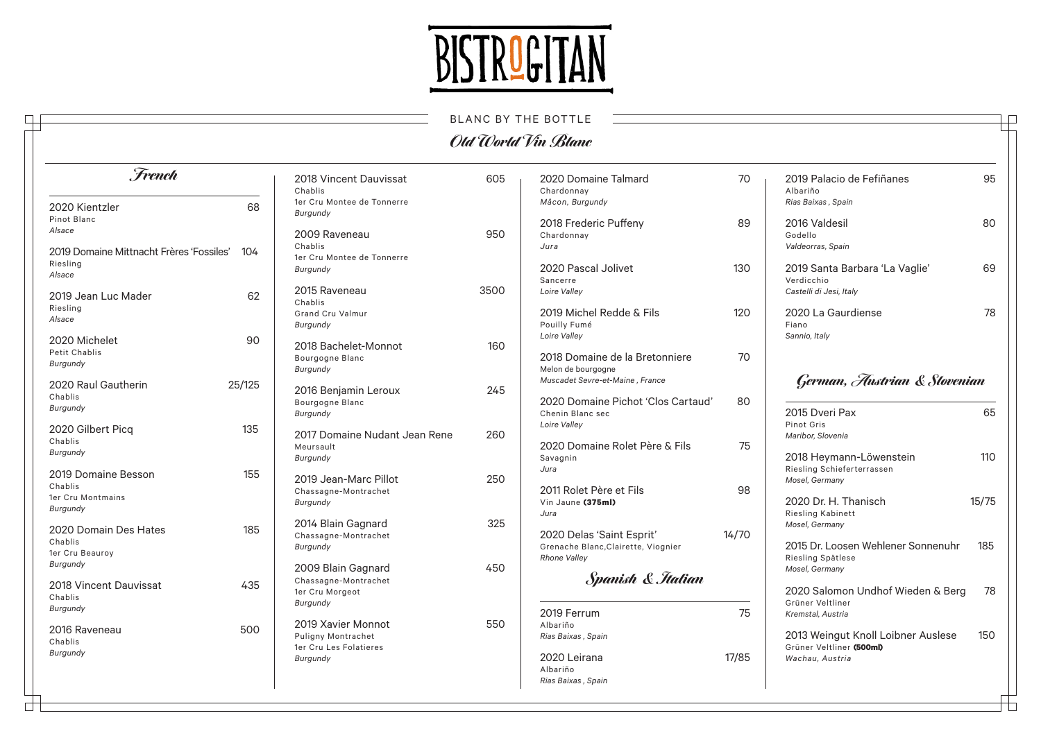# BISTROGITAN

## BLANC BY THE BOTTLE

### *Old World Vin Blanc*

### *French*

**2020 Kientzler** — 68
Pinot Blanc
*Alsace*

**2019 Domaine Mittnacht Frères 'Fossiles'** — 104
Riesling
*Alsace*

**2019 Jean Luc Mader** — 62
Riesling
*Alsace*

**2020 Michelet** — 90
Petit Chablis
*Burgundy*

**2020 Raul Gautherin** — 25/125
Chablis
*Burgundy*

**2020 Gilbert Picq** — 135
Chablis
*Burgundy*

**2019 Domaine Besson** — 155
Chablis
1er Cru Montmains
*Burgundy*

**2020 Domain Des Hates** — 185
Chablis
1er Cru Beauroy
*Burgundy*

**2018 Vincent Dauvissat** — 435
Chablis
*Burgundy*

**2016 Raveneau** — 500
Chablis
*Burgundy*

**2018 Vincent Dauvissat** — 605
Chablis
1er Cru Montee de Tonnerre
*Burgundy*

**2009 Raveneau** — 950
Chablis
1er Cru Montee de Tonnerre
*Burgundy*

**2015 Raveneau** — 3500
Chablis
Grand Cru Valmur
*Burgundy*

**2018 Bachelet-Monnot** — 160
Bourgogne Blanc
*Burgundy*

**2016 Benjamin Leroux** — 245
Bourgogne Blanc
*Burgundy*

**2017 Domaine Nudant Jean Rene** — 260
Meursault
*Burgundy*

**2019 Jean-Marc Pillot** — 250
Chassagne-Montrachet
*Burgundy*

**2014 Blain Gagnard** — 325
Chassagne-Montrachet
*Burgundy*

**2009 Blain Gagnard** — 450
Chassagne-Montrachet
1er Cru Morgeot
*Burgundy*

**2019 Xavier Monnot** — 550
Puligny Montrachet
1er Cru Les Folatieres
*Burgundy*

**2020 Domaine Talmard** — 70
Chardonnay
*Mâcon, Burgundy*

**2018 Frederic Puffeny** — 89
Chardonnay
*Jura*

**2020 Pascal Jolivet** — 130
Sancerre
*Loire Valley*

**2019 Michel Redde & Fils** — 120
Pouilly Fumé
*Loire Valley*

**2018 Domaine de la Bretonniere** — 70
Melon de bourgogne
*Muscadet Sevre-et-Maine , France*

**2020 Domaine Pichot 'Clos Cartaud'** — 80
Chenin Blanc sec
*Loire Valley*

**2020 Domaine Rolet Père & Fils** — 75
Savagnin
*Jura*

**2011 Rolet Père et Fils** — 98
Vin Jaune **(375ml)**
*Jura*

**2020 Delas 'Saint Esprit'** — 14/70
Grenache Blanc,Clairette, Viognier
*Rhone Valley*

### *Spanish & Italian*

**2019 Ferrum** — 75
Albariño
*Rias Baixas , Spain*

**2020 Leirana** — 17/85
Albariño
*Rias Baixas , Spain*

**2019 Palacio de Fefiñanes** — 95
Albariño
*Rias Baixas , Spain*

**2016 Valdesil** — 80
Godello
*Valdeorras, Spain*

**2019 Santa Barbara 'La Vaglie'** — 69
Verdicchio
*Castelli di Jesi, Italy*

**2020 La Gaurdiense** — 78
Fiano
*Sannio, Italy*

### *German, Austrian & Slovenian*

**2015 Dveri Pax** — 65
Pinot Gris
*Maribor, Slovenia*

**2018 Heymann-Löwenstein** — 110
Riesling Schieferterrassen
*Mosel, Germany*

**2020 Dr. H. Thanisch** — 15/75
Riesling Kabinett
*Mosel, Germany*

**2015 Dr. Loosen Wehlener Sonnenuhr** — 185
Riesling Spätlese
*Mosel, Germany*

**2020 Salomon Undhof Wieden & Berg** — 78
Grüner Veltliner
*Kremstal, Austria*

**2013 Weingut Knoll Loibner Auslese** — 150
Grüner Veltliner **(500ml)**
*Wachau, Austria*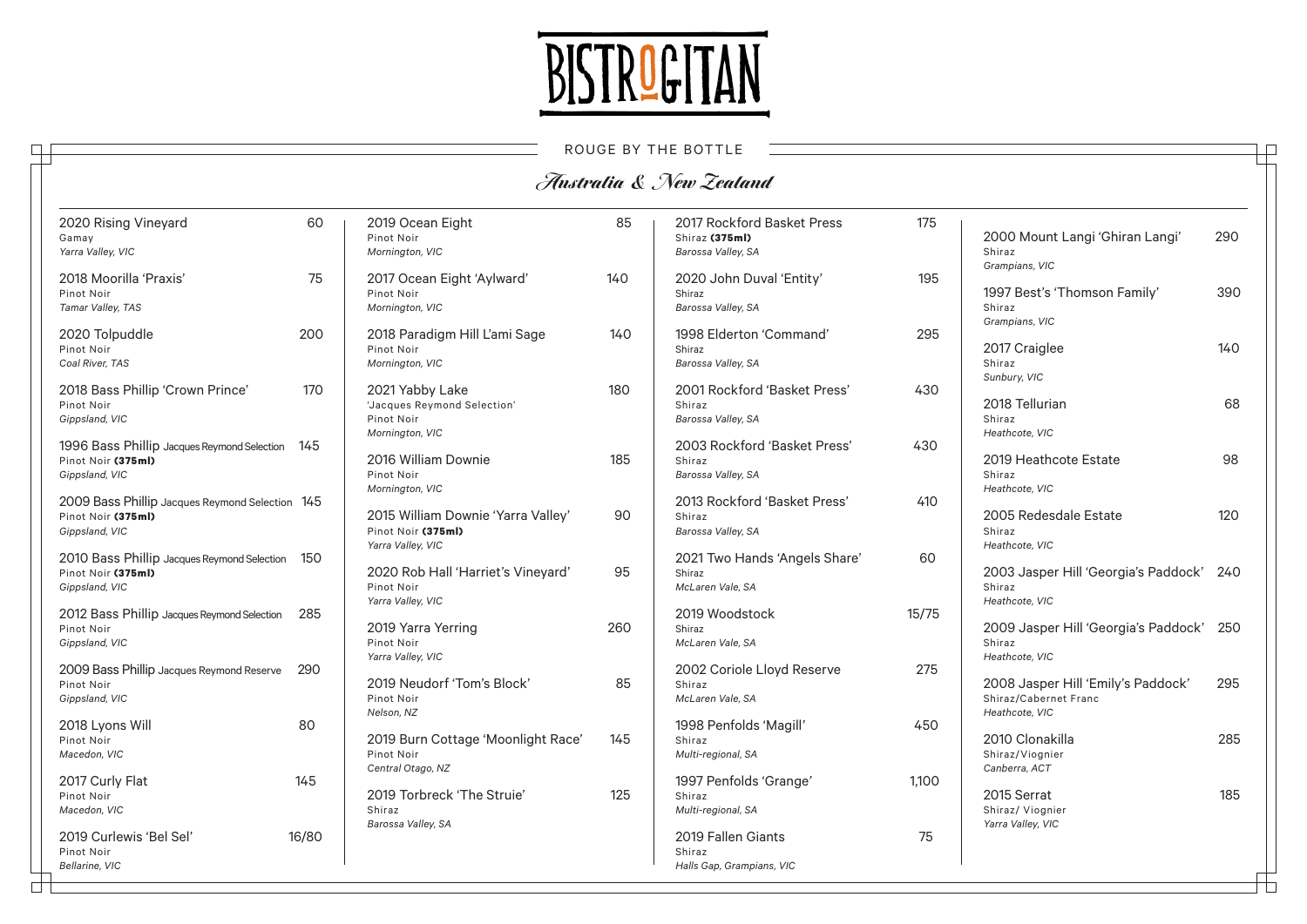# BISTRO GITAN

## ROUGE BY THE BOTTLE

### *Australia & New Zealand*

2020 Rising Vineyard — 60
Gamay
*Yarra Valley, VIC*

2018 Moorilla 'Praxis' — 75
Pinot Noir
*Tamar Valley, TAS*

2020 Tolpuddle — 200
Pinot Noir
*Coal River, TAS*

2018 Bass Phillip 'Crown Prince' — 170
Pinot Noir
*Gippsland, VIC*

1996 Bass Phillip Jacques Reymond Selection — 145
Pinot Noir **(375ml)**
*Gippsland, VIC*

2009 Bass Phillip Jacques Reymond Selection — 145
Pinot Noir **(375ml)**
*Gippsland, VIC*

2010 Bass Phillip Jacques Reymond Selection — 150
Pinot Noir **(375ml)**
*Gippsland, VIC*

2012 Bass Phillip Jacques Reymond Selection — 285
Pinot Noir
*Gippsland, VIC*

2009 Bass Phillip Jacques Reymond Reserve — 290
Pinot Noir
*Gippsland, VIC*

2018 Lyons Will — 80
Pinot Noir
*Macedon, VIC*

2017 Curly Flat — 145
Pinot Noir
*Macedon, VIC*

2019 Curlewis 'Bel Sel' — 16/80
Pinot Noir
*Bellarine, VIC*

2019 Ocean Eight — 85
Pinot Noir
*Mornington, VIC*

2017 Ocean Eight 'Aylward' — 140
Pinot Noir
*Mornington, VIC*

2018 Paradigm Hill L'ami Sage — 140
Pinot Noir
*Mornington, VIC*

2021 Yabby Lake — 180
'Jacques Reymond Selection'
Pinot Noir
*Mornington, VIC*

2016 William Downie — 185
Pinot Noir
*Mornington, VIC*

2015 William Downie 'Yarra Valley' — 90
Pinot Noir **(375ml)**
*Yarra Valley, VIC*

2020 Rob Hall 'Harriet's Vineyard' — 95
Pinot Noir
*Yarra Valley, VIC*

2019 Yarra Yerring — 260
Pinot Noir
*Yarra Valley, VIC*

2019 Neudorf 'Tom's Block' — 85
Pinot Noir
*Nelson, NZ*

2019 Burn Cottage 'Moonlight Race' — 145
Pinot Noir
*Central Otago, NZ*

2019 Torbreck 'The Struie' — 125
Shiraz
*Barossa Valley, SA*

2017 Rockford Basket Press — 175
Shiraz **(375ml)**
*Barossa Valley, SA*

2020 John Duval 'Entity' — 195
Shiraz
*Barossa Valley, SA*

1998 Elderton 'Command' — 295
Shiraz
*Barossa Valley, SA*

2001 Rockford 'Basket Press' — 430
Shiraz
*Barossa Valley, SA*

2003 Rockford 'Basket Press' — 430
Shiraz
*Barossa Valley, SA*

2013 Rockford 'Basket Press' — 410
Shiraz
*Barossa Valley, SA*

2021 Two Hands 'Angels Share' — 60
Shiraz
*McLaren Vale, SA*

2019 Woodstock — 15/75
Shiraz
*McLaren Vale, SA*

2002 Coriole Lloyd Reserve — 275
Shiraz
*McLaren Vale, SA*

1998 Penfolds 'Magill' — 450
Shiraz
*Multi-regional, SA*

1997 Penfolds 'Grange' — 1,100
Shiraz
*Multi-regional, SA*

2019 Fallen Giants — 75
Shiraz
*Halls Gap, Grampians, VIC*

2000 Mount Langi 'Ghiran Langi' — 290
Shiraz
*Grampians, VIC*

1997 Best's 'Thomson Family' — 390
Shiraz
*Grampians, VIC*

2017 Craiglee — 140
Shiraz
*Sunbury, VIC*

2018 Tellurian — 68
Shiraz
*Heathcote, VIC*

2019 Heathcote Estate — 98
Shiraz
*Heathcote, VIC*

2005 Redesdale Estate — 120
Shiraz
*Heathcote, VIC*

2003 Jasper Hill 'Georgia's Paddock' — 240
Shiraz
*Heathcote, VIC*

2009 Jasper Hill 'Georgia's Paddock' — 250
Shiraz
*Heathcote, VIC*

2008 Jasper Hill 'Emily's Paddock' — 295
Shiraz/Cabernet Franc
*Heathcote, VIC*

2010 Clonakilla — 285
Shiraz/Viognier
*Canberra, ACT*

2015 Serrat — 185
Shiraz/ Viognier
*Yarra Valley, VIC*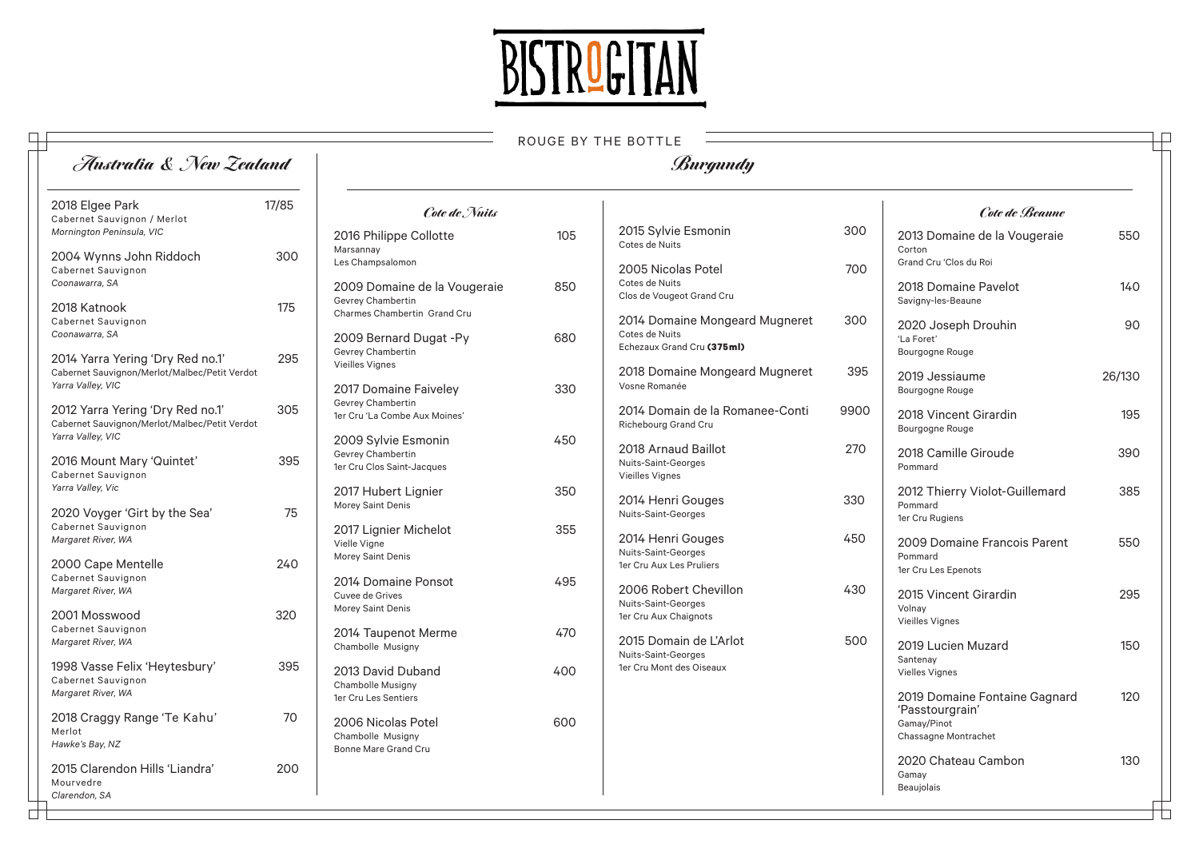# BISTROGITAN

## ROUGE BY THE BOTTLE

## *Australia & New Zealand*

| Wine | Price |
|---|---|
| 2018 Elgee Park<br>Cabernet Sauvignon / Merlot<br>*Mornington Peninsula, VIC* | 17/85 |
| 2004 Wynns John Riddoch<br>Cabernet Sauvignon<br>*Coonawarra, SA* | 300 |
| 2018 Katnook<br>Cabernet Sauvignon<br>*Coonawarra, SA* | 175 |
| 2014 Yarra Yering 'Dry Red no.1'<br>Cabernet Sauvignon/Merlot/Malbec/Petit Verdot<br>*Yarra Valley, VIC* | 295 |
| 2012 Yarra Yering 'Dry Red no.1'<br>Cabernet Sauvignon/Merlot/Malbec/Petit Verdot<br>*Yarra Valley, VIC* | 305 |
| 2016 Mount Mary 'Quintet'<br>Cabernet Sauvignon<br>*Yarra Valley, Vic* | 395 |
| 2020 Voyger 'Girt by the Sea'<br>Cabernet Sauvignon<br>*Margaret River, WA* | 75 |
| 2000 Cape Mentelle<br>Cabernet Sauvignon<br>*Margaret River, WA* | 240 |
| 2001 Mosswood<br>Cabernet Sauvignon<br>*Margaret River, WA* | 320 |
| 1998 Vasse Felix 'Heytesbury'<br>Cabernet Sauvignon<br>*Margaret River, WA* | 395 |
| 2018 Craggy Range 'Te Kahu'<br>Merlot<br>*Hawke's Bay, NZ* | 70 |
| 2015 Clarendon Hills 'Liandra'<br>Mourvedre<br>*Clarendon, SA* | 200 |

## *Burgundy*

### *Cote de Nuits*

| Wine | Price |
|---|---|
| 2016 Philippe Collotte<br>Marsannay<br>Les Champsalomon | 105 |
| 2009 Domaine de la Vougeraie<br>Gevrey Chambertin<br>Charmes Chambertin Grand Cru | 850 |
| 2009 Bernard Dugat -Py<br>Gevrey Chambertin<br>Vieilles Vignes | 680 |
| 2017 Domaine Faiveley<br>Gevrey Chambertin<br>1er Cru 'La Combe Aux Moines' | 330 |
| 2009 Sylvie Esmonin<br>Gevrey Chambertin<br>1er Cru Clos Saint-Jacques | 450 |
| 2017 Hubert Lignier<br>Morey Saint Denis | 350 |
| 2017 Lignier Michelot<br>Vielle Vigne<br>Morey Saint Denis | 355 |
| 2014 Domaine Ponsot<br>Cuvee de Grives<br>Morey Saint Denis | 495 |
| 2014 Taupenot Merme<br>Chambolle Musigny | 470 |
| 2013 David Duband<br>Chambolle Musigny<br>1er Cru Les Sentiers | 400 |
| 2006 Nicolas Potel<br>Chambolle Musigny<br>Bonne Mare Grand Cru | 600 |
| 2015 Sylvie Esmonin<br>Cotes de Nuits | 300 |
| 2005 Nicolas Potel<br>Cotes de Nuits<br>Clos de Vougeot Grand Cru | 700 |
| 2014 Domaine Mongeard Mugneret<br>Cotes de Nuits<br>Echezaux Grand Cru **(375ml)** | 300 |
| 2018 Domaine Mongeard Mugneret<br>Vosne Romanée | 395 |
| 2014 Domain de la Romanee-Conti<br>Richebourg Grand Cru | 9900 |
| 2018 Arnaud Baillot<br>Nuits-Saint-Georges<br>Vieilles Vignes | 270 |
| 2014 Henri Gouges<br>Nuits-Saint-Georges | 330 |
| 2014 Henri Gouges<br>Nuits-Saint-Georges<br>1er Cru Aux Les Pruliers | 450 |
| 2006 Robert Chevillon<br>Nuits-Saint-Georges<br>1er Cru Aux Chaignots | 430 |
| 2015 Domain de L'Arlot<br>Nuits-Saint-Georges<br>1er Cru Mont des Oiseaux | 500 |

### *Cote de Beaune*

| Wine | Price |
|---|---|
| 2013 Domaine de la Vougeraie<br>Corton<br>Grand Cru 'Clos du Roi | 550 |
| 2018 Domaine Pavelot<br>Savigny-les-Beaune | 140 |
| 2020 Joseph Drouhin<br>'La Foret'<br>Bourgogne Rouge | 90 |
| 2019 Jessiaume<br>Bourgogne Rouge | 26/130 |
| 2018 Vincent Girardin<br>Bourgogne Rouge | 195 |
| 2018 Camille Giroude<br>Pommard | 390 |
| 2012 Thierry Violot-Guillemard<br>Pommard<br>1er Cru Rugiens | 385 |
| 2009 Domaine Francois Parent<br>Pommard<br>1er Cru Les Epenots | 550 |
| 2015 Vincent Girardin<br>Volnay<br>Vielles Vignes | 295 |
| 2019 Lucien Muzard<br>Santenay<br>Vielles Vignes | 150 |
| 2019 Domaine Fontaine Gagnard<br>'Passtourgrain'<br>Gamay/Pinot<br>Chassagne Montrachet | 120 |
| 2020 Chateau Cambon<br>Gamay<br>Beaujolais | 130 |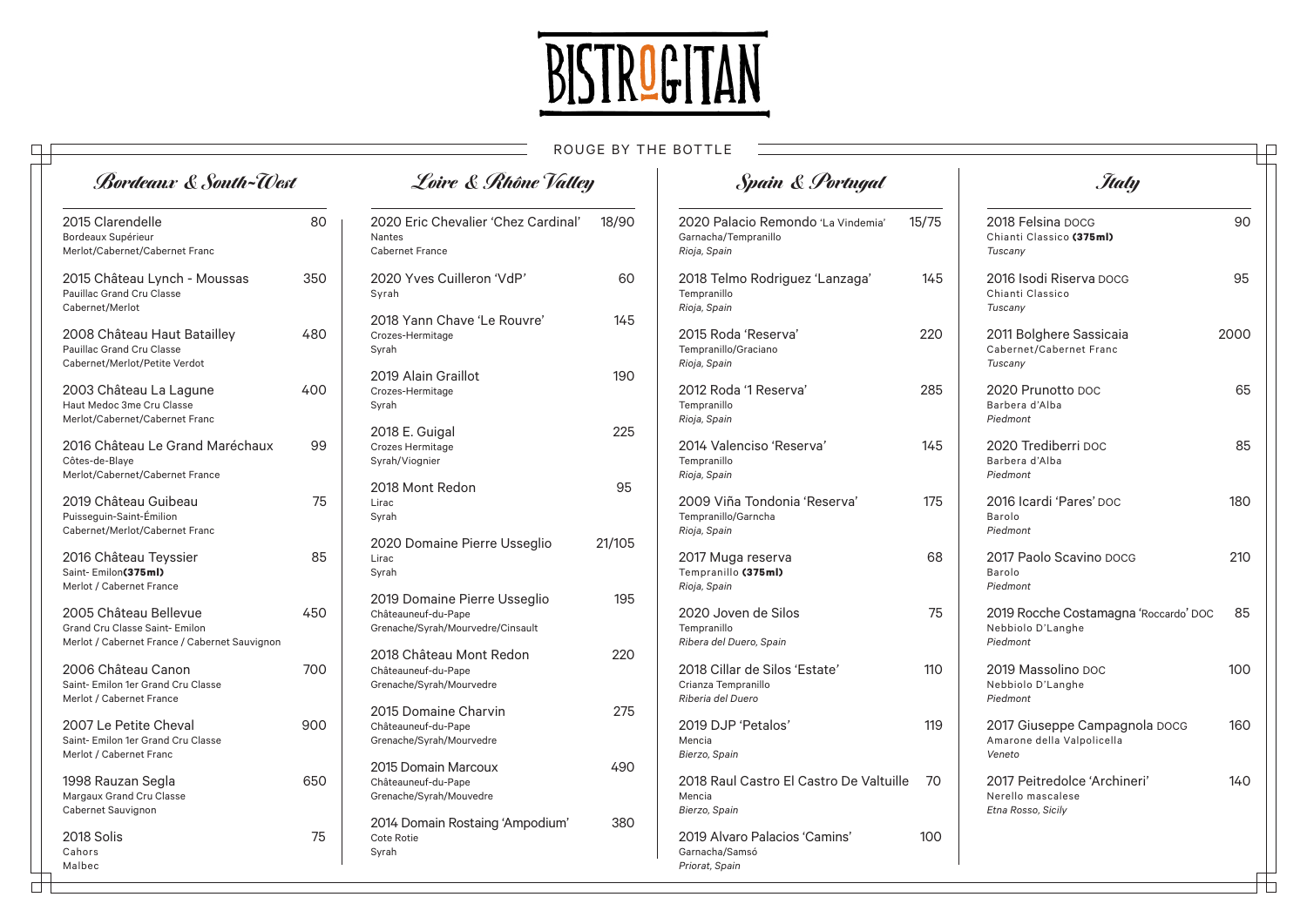# BISTROGITAN

## ROUGE BY THE BOTTLE

### Bordeaux & South-West

| Wine | Price |
|---|---|
| 2015 Clarendelle<br>Bordeaux Supérieur<br>Merlot/Cabernet/Cabernet Franc | 80 |
| 2015 Château Lynch - Moussas<br>Pauillac Grand Cru Classe<br>Cabernet/Merlot | 350 |
| 2008 Château Haut Batailley<br>Pauillac Grand Cru Classe<br>Cabernet/Merlot/Petite Verdot | 480 |
| 2003 Château La Lagune<br>Haut Medoc 3me Cru Classe<br>Merlot/Cabernet/Cabernet Franc | 400 |
| 2016 Château Le Grand Maréchaux<br>Côtes-de-Blaye<br>Merlot/Cabernet/Cabernet France | 99 |
| 2019 Château Guibeau<br>Puisseguin-Saint-Émilion<br>Cabernet/Merlot/Cabernet Franc | 75 |
| 2016 Château Teyssier<br>Saint- Emilon**(375ml)**<br>Merlot / Cabernet France | 85 |
| 2005 Château Bellevue<br>Grand Cru Classe Saint- Emilon<br>Merlot / Cabernet France / Cabernet Sauvignon | 450 |
| 2006 Château Canon<br>Saint- Emilon 1er Grand Cru Classe<br>Merlot / Cabernet France | 700 |
| 2007 Le Petite Cheval<br>Saint- Emilon 1er Grand Cru Classe<br>Merlot / Cabernet Franc | 900 |
| 1998 Rauzan Segla<br>Margaux Grand Cru Classe<br>Cabernet Sauvignon | 650 |
| 2018 Solis<br>Cahors<br>Malbec | 75 |

### Loire & Rhône Valley

| Wine | Price |
|---|---|
| 2020 Eric Chevalier 'Chez Cardinal'<br>Nantes<br>Cabernet France | 18/90 |
| 2020 Yves Cuilleron 'VdP'<br>Syrah | 60 |
| 2018 Yann Chave 'Le Rouvre'<br>Crozes-Hermitage<br>Syrah | 145 |
| 2019 Alain Graillot<br>Crozes-Hermitage<br>Syrah | 190 |
| 2018 E. Guigal<br>Crozes Hermitage<br>Syrah/Viognier | 225 |
| 2018 Mont Redon<br>Lirac<br>Syrah | 95 |
| 2020 Domaine Pierre Usseglio<br>Lirac<br>Syrah | 21/105 |
| 2019 Domaine Pierre Usseglio<br>Châteauneuf-du-Pape<br>Grenache/Syrah/Mourvedre/Cinsault | 195 |
| 2018 Château Mont Redon<br>Châteauneuf-du-Pape<br>Grenache/Syrah/Mourvedre | 220 |
| 2015 Domaine Charvin<br>Châteauneuf-du-Pape<br>Grenache/Syrah/Mourvedre | 275 |
| 2015 Domain Marcoux<br>Châteauneuf-du-Pape<br>Grenache/Syrah/Mouvedre | 490 |
| 2014 Domain Rostaing 'Ampodium'<br>Cote Rotie<br>Syrah | 380 |

### Spain & Portugal

| Wine | Price |
|---|---|
| 2020 Palacio Remondo 'La Vindemia'<br>Garnacha/Tempranillo<br>*Rioja, Spain* | 15/75 |
| 2018 Telmo Rodriguez 'Lanzaga'<br>Tempranillo<br>*Rioja, Spain* | 145 |
| 2015 Roda 'Reserva'<br>Tempranillo/Graciano<br>*Rioja, Spain* | 220 |
| 2012 Roda '1 Reserva'<br>Tempranillo<br>*Rioja, Spain* | 285 |
| 2014 Valenciso 'Reserva'<br>Tempranillo<br>*Rioja, Spain* | 145 |
| 2009 Viña Tondonia 'Reserva'<br>Tempranillo/Garncha<br>*Rioja, Spain* | 175 |
| 2017 Muga reserva<br>Tempranillo **(375ml)**<br>*Rioja, Spain* | 68 |
| 2020 Joven de Silos<br>Tempranillo<br>*Ribera del Duero, Spain* | 75 |
| 2018 Cillar de Silos 'Estate'<br>Crianza Tempranillo<br>*Riberia del Duero* | 110 |
| 2019 DJP 'Petalos'<br>Mencia<br>*Bierzo, Spain* | 119 |
| 2018 Raul Castro El Castro De Valtuille<br>Mencia<br>*Bierzo, Spain* | 70 |
| 2019 Alvaro Palacios 'Camins'<br>Garnacha/Samsó<br>*Priorat, Spain* | 100 |

### Italy

| Wine | Price |
|---|---|
| 2018 Felsina DOCG<br>Chianti Classico **(375ml)**<br>*Tuscany* | 90 |
| 2016 Isodi Riserva DOCG<br>Chianti Classico<br>*Tuscany* | 95 |
| 2011 Bolghere Sassicaia<br>Cabernet/Cabernet Franc<br>*Tuscany* | 2000 |
| 2020 Prunotto DOC<br>Barbera d'Alba<br>*Piedmont* | 65 |
| 2020 Trediberri DOC<br>Barbera d'Alba<br>*Piedmont* | 85 |
| 2016 Icardi 'Pares' DOC<br>Barolo<br>*Piedmont* | 180 |
| 2017 Paolo Scavino DOCG<br>Barolo<br>*Piedmont* | 210 |
| 2019 Rocche Costamagna 'Roccardo' DOC<br>Nebbiolo D'Langhe<br>*Piedmont* | 85 |
| 2019 Massolino DOC<br>Nebbiolo D'Langhe<br>*Piedmont* | 100 |
| 2017 Giuseppe Campagnola DOCG<br>Amarone della Valpolicella<br>*Veneto* | 160 |
| 2017 Peitredolce 'Archineri'<br>Nerello mascalese<br>*Etna Rosso, Sicily* | 140 |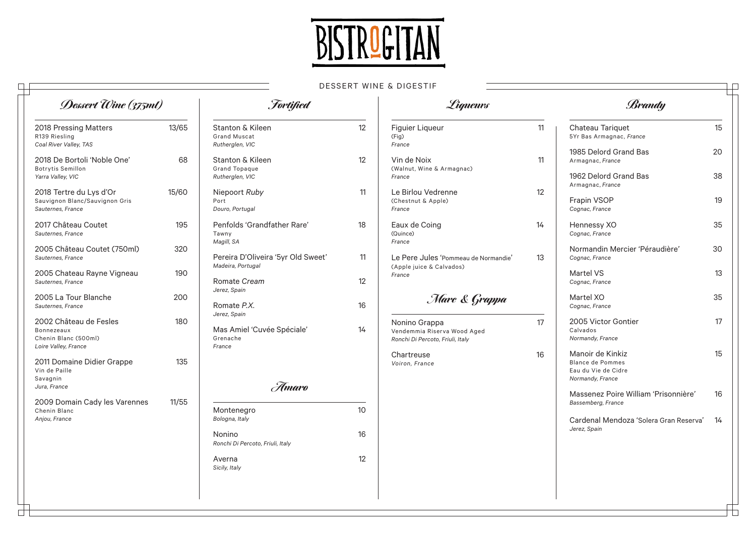# BISTRO GITAN

DESSERT WINE & DIGESTIF

## Dessert Wine (375ml)

| | |
|---|---|
| 2018 Pressing Matters<br>R139 Riesling<br>*Coal River Valley, TAS* | 13/65 |
| 2018 De Bortoli 'Noble One'<br>Botrytis Semillon<br>*Yarra Valley, VIC* | 68 |
| 2018 Tertre du Lys d'Or<br>Sauvignon Blanc/Sauvignon Gris<br>*Sauternes, France* | 15/60 |
| 2017 Château Coutet<br>*Sauternes, France* | 195 |
| 2005 Château Coutet (750ml)<br>*Sauternes, France* | 320 |
| 2005 Chateau Rayne Vigneau<br>*Sauternes, France* | 190 |
| 2005 La Tour Blanche<br>*Sauternes, France* | 200 |
| 2002 Château de Fesles<br>Bonnezeaux<br>Chenin Blanc (500ml)<br>*Loire Valley, France* | 180 |
| 2011 Domaine Didier Grappe<br>Vin de Paille<br>Savagnin<br>*Jura, France* | 135 |
| 2009 Domain Cady les Varennes<br>Chenin Blanc<br>*Anjou, France* | 11/55 |

## Fortified

| | |
|---|---|
| Stanton & Kileen<br>Grand Muscat<br>*Rutherglen, VIC* | 12 |
| Stanton & Kileen<br>Grand Topaque<br>*Rutherglen, VIC* | 12 |
| Niepoort *Ruby*<br>Port<br>*Douro, Portugal* | 11 |
| Penfolds 'Grandfather Rare'<br>Tawny<br>*Magill, SA* | 18 |
| Pereira D'Oliveira '5yr Old Sweet'<br>*Madeira, Portugal* | 11 |
| Romate *Cream*<br>*Jerez, Spain* | 12 |
| Romate *P.X.*<br>*Jerez, Spain* | 16 |
| Mas Amiel 'Cuvée Spéciale'<br>Grenache<br>*France* | 14 |

## Amaro

| | |
|---|---|
| Montenegro<br>*Bologna, Italy* | 10 |
| Nonino<br>*Ronchi Di Percoto, Friuli, Italy* | 16 |
| Averna<br>*Sicily, Italy* | 12 |

## Liqueurs

| | |
|---|---|
| Figuier Liqueur<br>(Fig)<br>*France* | 11 |
| Vin de Noix<br>(Walnut, Wine & Armagnac)<br>*France* | 11 |
| Le Birlou Vedrenne<br>(Chestnut & Apple)<br>*France* | 12 |
| Eaux de Coing<br>(Quince)<br>*France* | 14 |
| Le Pere Jules 'Pommeau de Normandie'<br>(Apple juice & Calvados)<br>*France* | 13 |

## Marc & Grappa

| | |
|---|---|
| Nonino Grappa<br>Vendemmia Riserva Wood Aged<br>*Ronchi Di Percoto, Friuli, Italy* | 17 |
| Chartreuse<br>*Voiron, France* | 16 |

## Brandy

| | |
|---|---|
| Chateau Tariquet<br>5Yr Bas Armagnac, *France* | 15 |
| 1985 Delord Grand Bas<br>Armagnac, *France* | 20 |
| 1962 Delord Grand Bas<br>Armagnac, *France* | 38 |
| Frapin VSOP<br>*Cognac, France* | 19 |
| Hennessy XO<br>*Cognac, France* | 35 |
| Normandin Mercier 'Péraudière'<br>*Cognac, France* | 30 |
| Martel VS<br>*Cognac, France* | 13 |
| Martel XO<br>*Cognac, France* | 35 |
| 2005 Victor Gontier<br>Calvados<br>*Normandy, France* | 17 |
| Manoir de Kinkiz<br>Blance de Pommes<br>Eau du Vie de Cidre<br>*Normandy, France* | 15 |
| Massenez Poire William 'Prisonnière'<br>*Bassemberg, France* | 16 |
| Cardenal Mendoza 'Solera Gran Reserva'<br>*Jerez, Spain* | 14 |